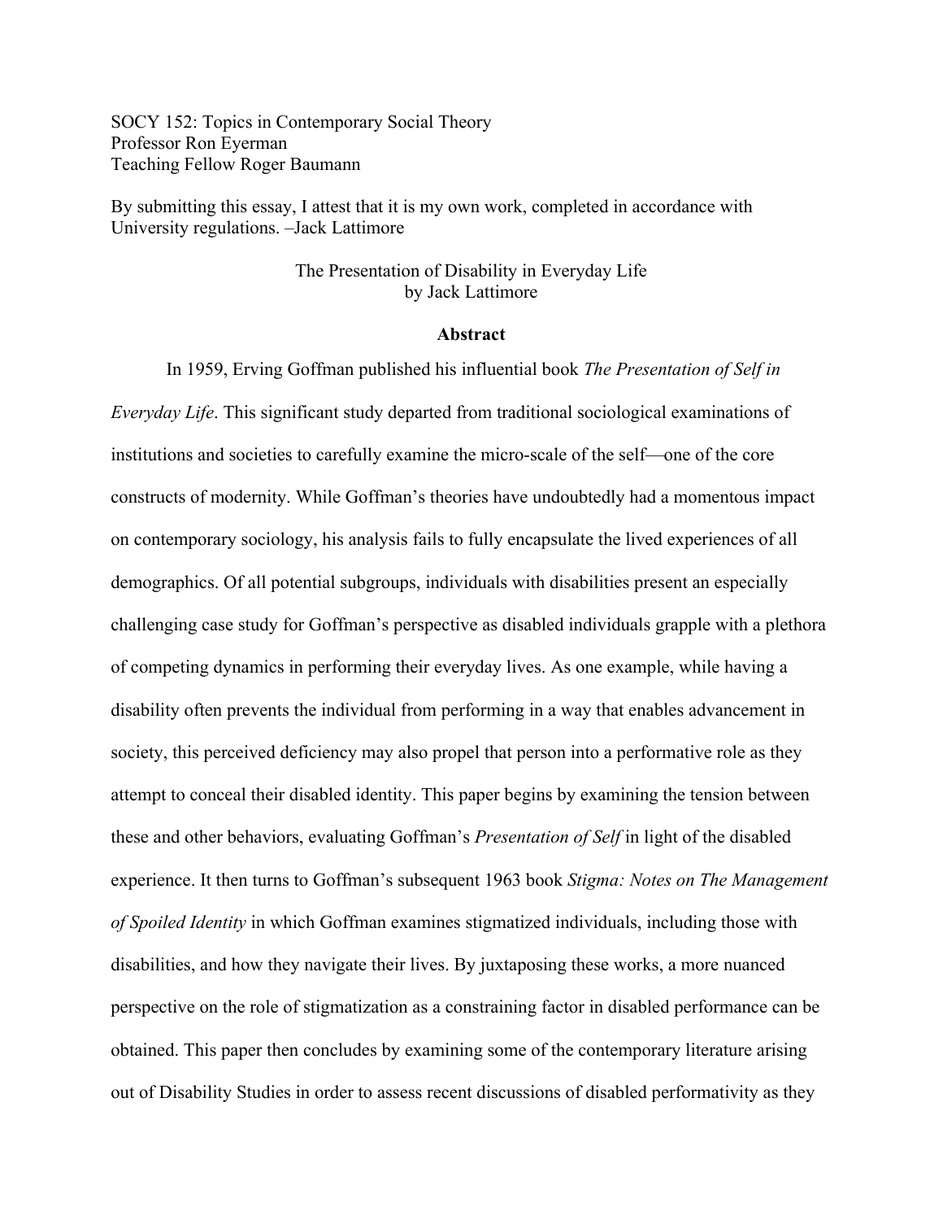SOCY 152: Topics in Contemporary Social Theory
Professor Ron Eyerman
Teaching Fellow Roger Baumann

By submitting this essay, I attest that it is my own work, completed in accordance with University regulations. –Jack Lattimore

# The Presentation of Disability in Everyday Life
by Jack Lattimore

## Abstract

In 1959, Erving Goffman published his influential book *The Presentation of Self in Everyday Life*. This significant study departed from traditional sociological examinations of institutions and societies to carefully examine the micro-scale of the self—one of the core constructs of modernity. While Goffman's theories have undoubtedly had a momentous impact on contemporary sociology, his analysis fails to fully encapsulate the lived experiences of all demographics. Of all potential subgroups, individuals with disabilities present an especially challenging case study for Goffman's perspective as disabled individuals grapple with a plethora of competing dynamics in performing their everyday lives. As one example, while having a disability often prevents the individual from performing in a way that enables advancement in society, this perceived deficiency may also propel that person into a performative role as they attempt to conceal their disabled identity. This paper begins by examining the tension between these and other behaviors, evaluating Goffman's *Presentation of Self* in light of the disabled experience. It then turns to Goffman's subsequent 1963 book *Stigma: Notes on The Management of Spoiled Identity* in which Goffman examines stigmatized individuals, including those with disabilities, and how they navigate their lives. By juxtaposing these works, a more nuanced perspective on the role of stigmatization as a constraining factor in disabled performance can be obtained. This paper then concludes by examining some of the contemporary literature arising out of Disability Studies in order to assess recent discussions of disabled performativity as they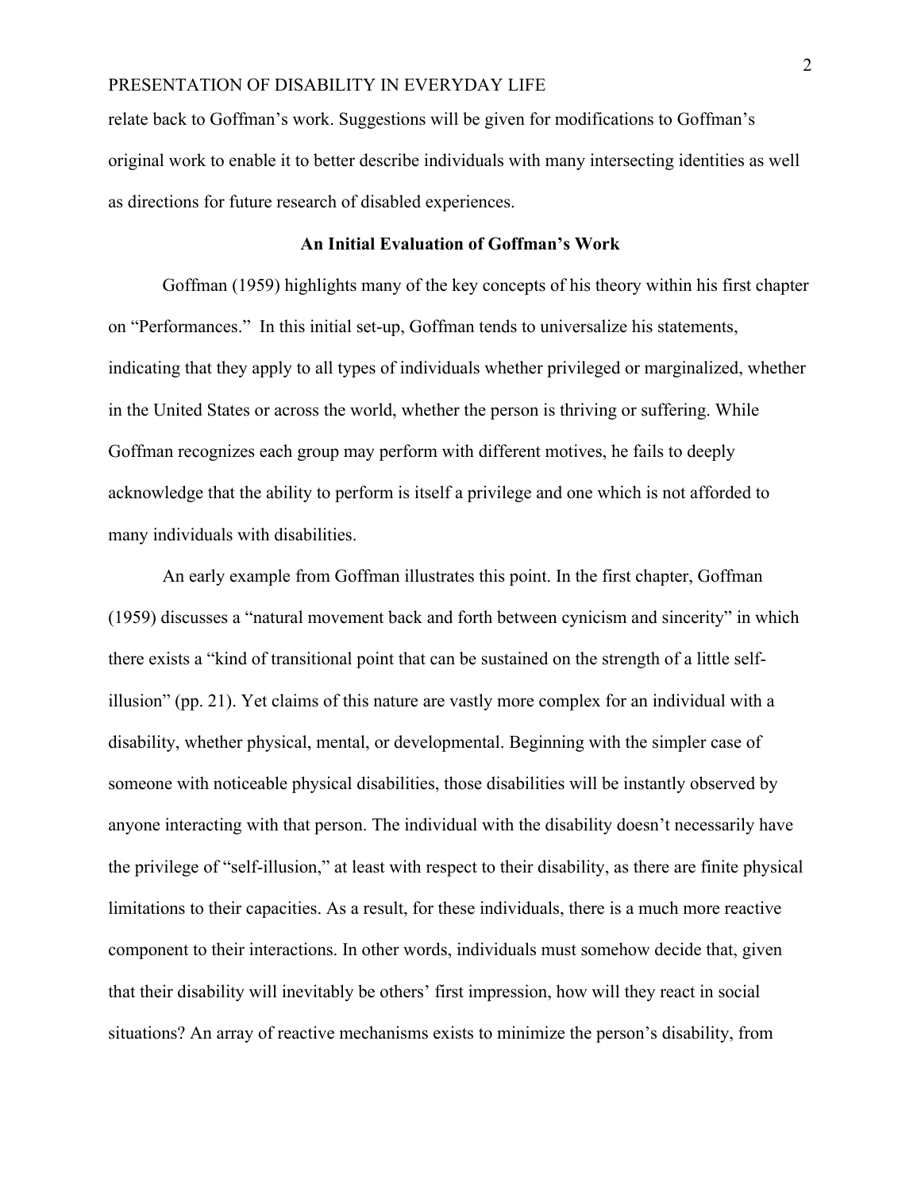relate back to Goffman's work. Suggestions will be given for modifications to Goffman's original work to enable it to better describe individuals with many intersecting identities as well as directions for future research of disabled experiences.

## An Initial Evaluation of Goffman's Work

Goffman (1959) highlights many of the key concepts of his theory within his first chapter on "Performances." In this initial set-up, Goffman tends to universalize his statements, indicating that they apply to all types of individuals whether privileged or marginalized, whether in the United States or across the world, whether the person is thriving or suffering. While Goffman recognizes each group may perform with different motives, he fails to deeply acknowledge that the ability to perform is itself a privilege and one which is not afforded to many individuals with disabilities.

An early example from Goffman illustrates this point. In the first chapter, Goffman (1959) discusses a "natural movement back and forth between cynicism and sincerity" in which there exists a "kind of transitional point that can be sustained on the strength of a little self-illusion" (pp. 21). Yet claims of this nature are vastly more complex for an individual with a disability, whether physical, mental, or developmental. Beginning with the simpler case of someone with noticeable physical disabilities, those disabilities will be instantly observed by anyone interacting with that person. The individual with the disability doesn't necessarily have the privilege of "self-illusion," at least with respect to their disability, as there are finite physical limitations to their capacities. As a result, for these individuals, there is a much more reactive component to their interactions. In other words, individuals must somehow decide that, given that their disability will inevitably be others' first impression, how will they react in social situations? An array of reactive mechanisms exists to minimize the person's disability, from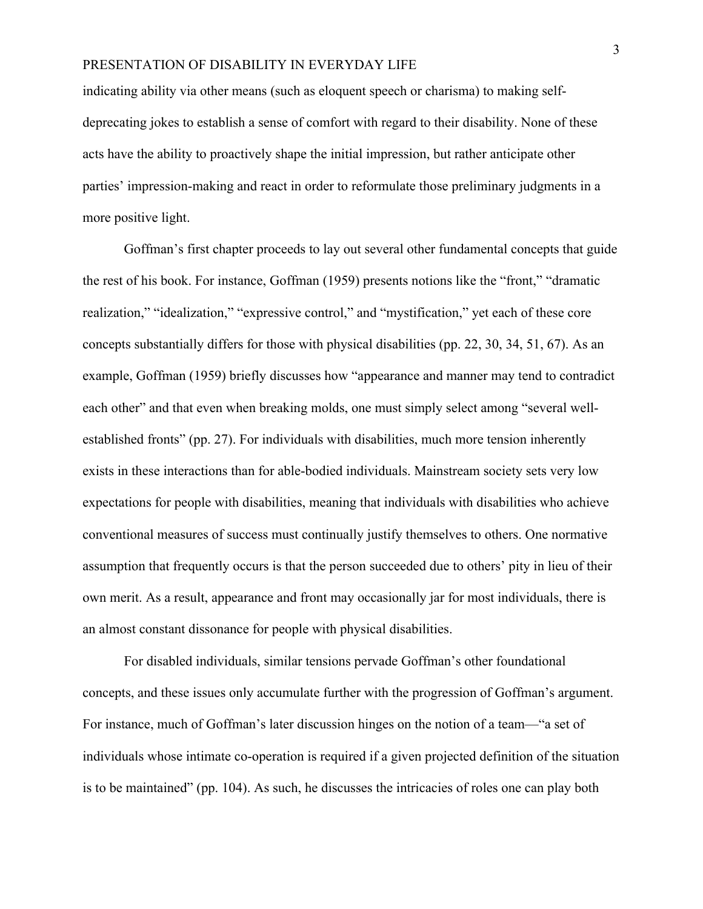indicating ability via other means (such as eloquent speech or charisma) to making self-deprecating jokes to establish a sense of comfort with regard to their disability. None of these acts have the ability to proactively shape the initial impression, but rather anticipate other parties' impression-making and react in order to reformulate those preliminary judgments in a more positive light.

Goffman's first chapter proceeds to lay out several other fundamental concepts that guide the rest of his book. For instance, Goffman (1959) presents notions like the "front," "dramatic realization," "idealization," "expressive control," and "mystification," yet each of these core concepts substantially differs for those with physical disabilities (pp. 22, 30, 34, 51, 67). As an example, Goffman (1959) briefly discusses how "appearance and manner may tend to contradict each other" and that even when breaking molds, one must simply select among "several well-established fronts" (pp. 27). For individuals with disabilities, much more tension inherently exists in these interactions than for able-bodied individuals. Mainstream society sets very low expectations for people with disabilities, meaning that individuals with disabilities who achieve conventional measures of success must continually justify themselves to others. One normative assumption that frequently occurs is that the person succeeded due to others' pity in lieu of their own merit. As a result, appearance and front may occasionally jar for most individuals, there is an almost constant dissonance for people with physical disabilities.

For disabled individuals, similar tensions pervade Goffman's other foundational concepts, and these issues only accumulate further with the progression of Goffman's argument. For instance, much of Goffman's later discussion hinges on the notion of a team—"a set of individuals whose intimate co-operation is required if a given projected definition of the situation is to be maintained" (pp. 104). As such, he discusses the intricacies of roles one can play both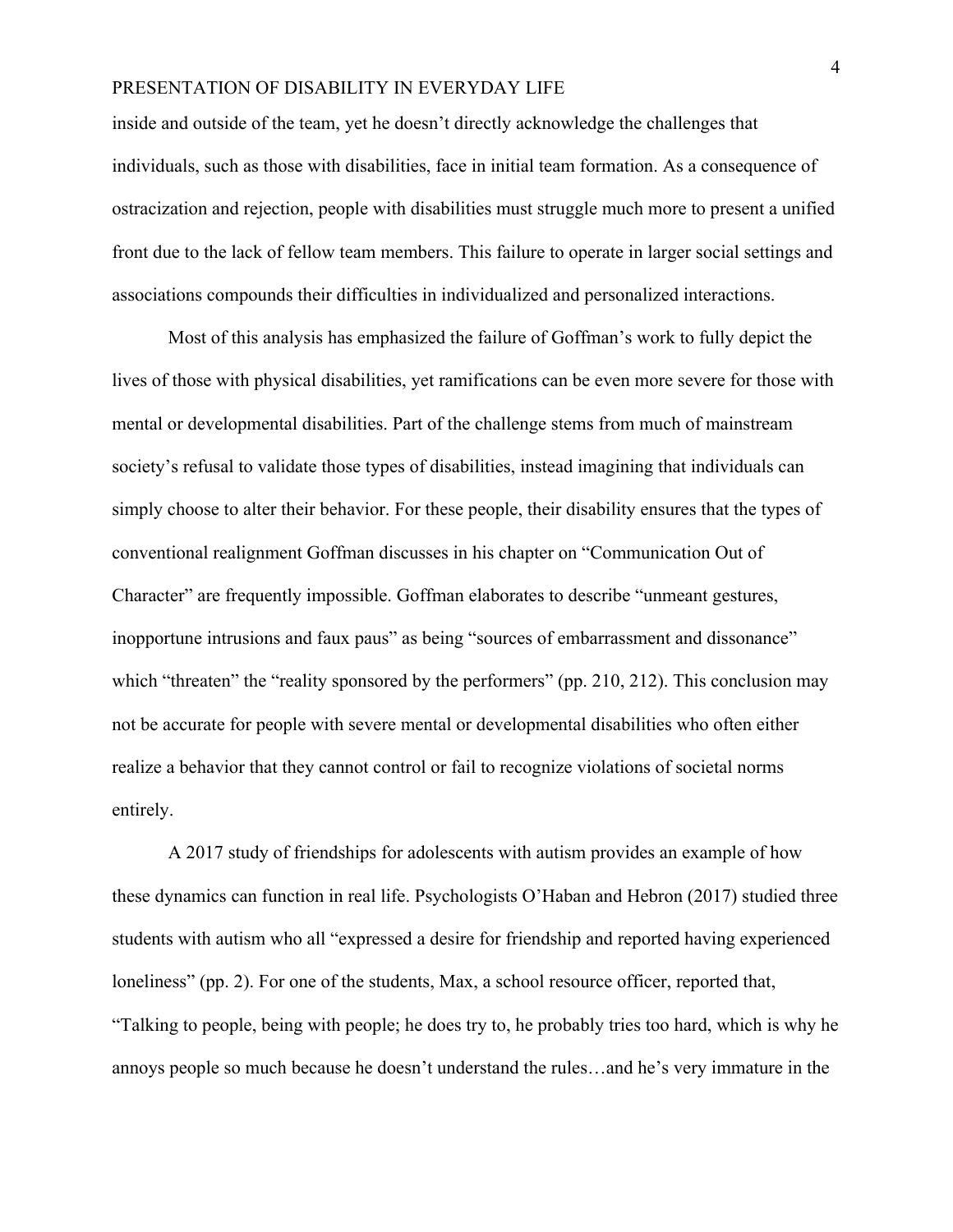inside and outside of the team, yet he doesn't directly acknowledge the challenges that individuals, such as those with disabilities, face in initial team formation. As a consequence of ostracization and rejection, people with disabilities must struggle much more to present a unified front due to the lack of fellow team members. This failure to operate in larger social settings and associations compounds their difficulties in individualized and personalized interactions.

Most of this analysis has emphasized the failure of Goffman's work to fully depict the lives of those with physical disabilities, yet ramifications can be even more severe for those with mental or developmental disabilities. Part of the challenge stems from much of mainstream society's refusal to validate those types of disabilities, instead imagining that individuals can simply choose to alter their behavior. For these people, their disability ensures that the types of conventional realignment Goffman discusses in his chapter on "Communication Out of Character" are frequently impossible. Goffman elaborates to describe "unmeant gestures, inopportune intrusions and faux paus" as being "sources of embarrassment and dissonance" which "threaten" the "reality sponsored by the performers" (pp. 210, 212). This conclusion may not be accurate for people with severe mental or developmental disabilities who often either realize a behavior that they cannot control or fail to recognize violations of societal norms entirely.

A 2017 study of friendships for adolescents with autism provides an example of how these dynamics can function in real life. Psychologists O'Haban and Hebron (2017) studied three students with autism who all "expressed a desire for friendship and reported having experienced loneliness" (pp. 2). For one of the students, Max, a school resource officer, reported that, "Talking to people, being with people; he does try to, he probably tries too hard, which is why he annoys people so much because he doesn't understand the rules…and he's very immature in the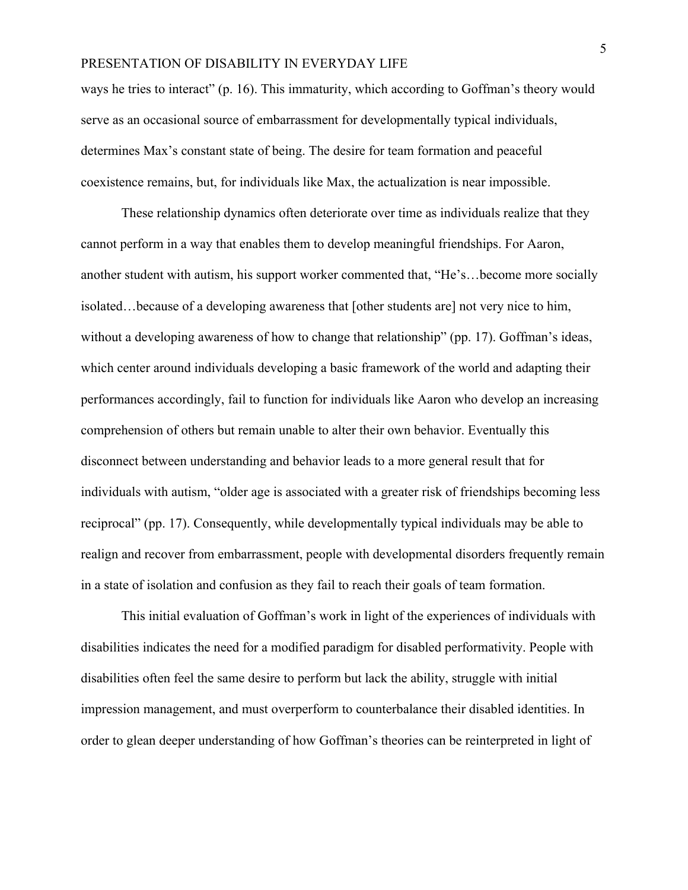ways he tries to interact" (p. 16). This immaturity, which according to Goffman's theory would serve as an occasional source of embarrassment for developmentally typical individuals, determines Max's constant state of being. The desire for team formation and peaceful coexistence remains, but, for individuals like Max, the actualization is near impossible.

These relationship dynamics often deteriorate over time as individuals realize that they cannot perform in a way that enables them to develop meaningful friendships. For Aaron, another student with autism, his support worker commented that, "He's…become more socially isolated…because of a developing awareness that [other students are] not very nice to him, without a developing awareness of how to change that relationship" (pp. 17). Goffman's ideas, which center around individuals developing a basic framework of the world and adapting their performances accordingly, fail to function for individuals like Aaron who develop an increasing comprehension of others but remain unable to alter their own behavior. Eventually this disconnect between understanding and behavior leads to a more general result that for individuals with autism, "older age is associated with a greater risk of friendships becoming less reciprocal" (pp. 17). Consequently, while developmentally typical individuals may be able to realign and recover from embarrassment, people with developmental disorders frequently remain in a state of isolation and confusion as they fail to reach their goals of team formation.

This initial evaluation of Goffman's work in light of the experiences of individuals with disabilities indicates the need for a modified paradigm for disabled performativity. People with disabilities often feel the same desire to perform but lack the ability, struggle with initial impression management, and must overperform to counterbalance their disabled identities. In order to glean deeper understanding of how Goffman's theories can be reinterpreted in light of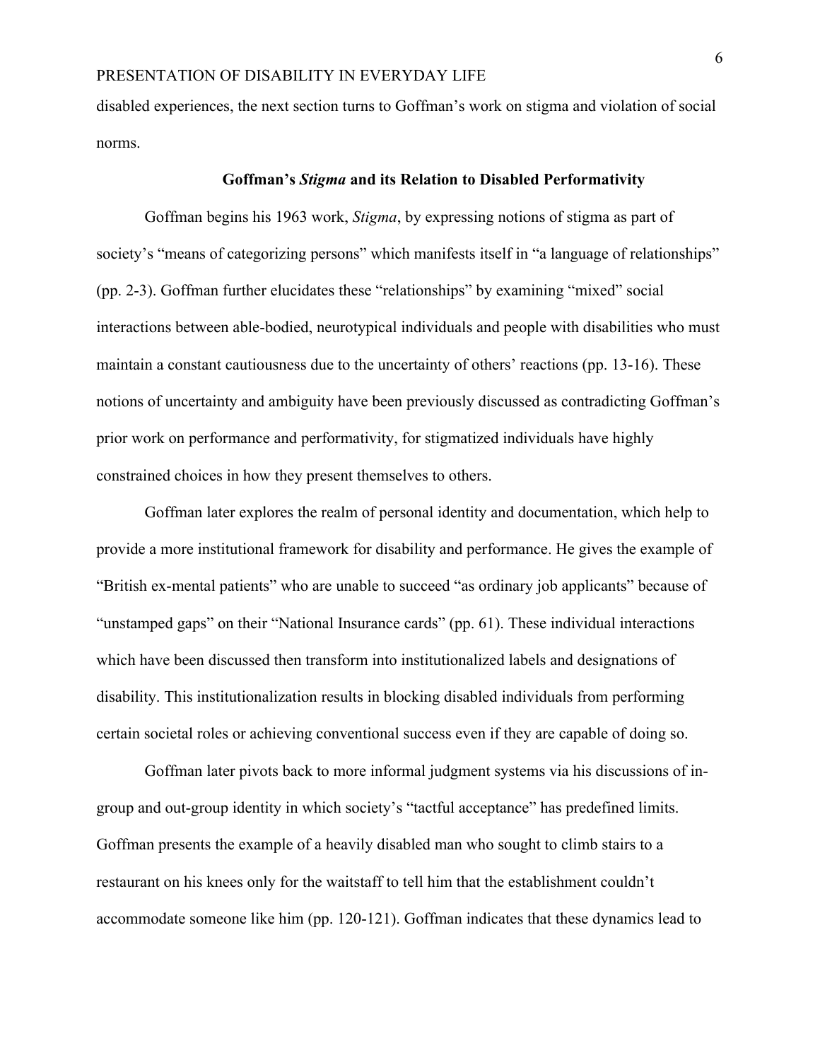disabled experiences, the next section turns to Goffman's work on stigma and violation of social norms.

## Goffman's *Stigma* and its Relation to Disabled Performativity

Goffman begins his 1963 work, *Stigma*, by expressing notions of stigma as part of society's "means of categorizing persons" which manifests itself in "a language of relationships" (pp. 2-3). Goffman further elucidates these "relationships" by examining "mixed" social interactions between able-bodied, neurotypical individuals and people with disabilities who must maintain a constant cautiousness due to the uncertainty of others' reactions (pp. 13-16). These notions of uncertainty and ambiguity have been previously discussed as contradicting Goffman's prior work on performance and performativity, for stigmatized individuals have highly constrained choices in how they present themselves to others.

Goffman later explores the realm of personal identity and documentation, which help to provide a more institutional framework for disability and performance. He gives the example of "British ex-mental patients" who are unable to succeed "as ordinary job applicants" because of "unstamped gaps" on their "National Insurance cards" (pp. 61). These individual interactions which have been discussed then transform into institutionalized labels and designations of disability. This institutionalization results in blocking disabled individuals from performing certain societal roles or achieving conventional success even if they are capable of doing so.

Goffman later pivots back to more informal judgment systems via his discussions of in-group and out-group identity in which society's "tactful acceptance" has predefined limits. Goffman presents the example of a heavily disabled man who sought to climb stairs to a restaurant on his knees only for the waitstaff to tell him that the establishment couldn't accommodate someone like him (pp. 120-121). Goffman indicates that these dynamics lead to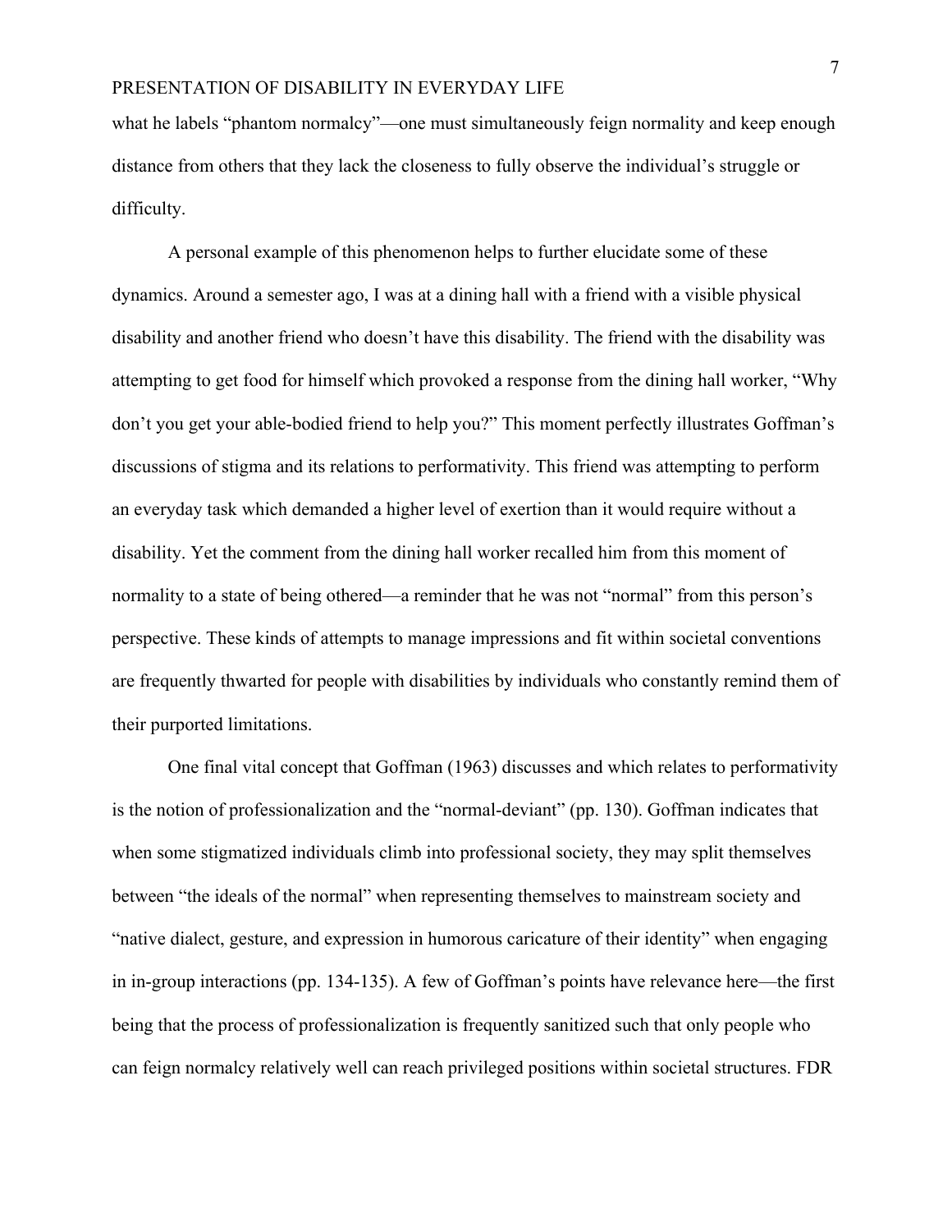what he labels "phantom normalcy"—one must simultaneously feign normality and keep enough distance from others that they lack the closeness to fully observe the individual's struggle or difficulty.

A personal example of this phenomenon helps to further elucidate some of these dynamics. Around a semester ago, I was at a dining hall with a friend with a visible physical disability and another friend who doesn't have this disability. The friend with the disability was attempting to get food for himself which provoked a response from the dining hall worker, "Why don't you get your able-bodied friend to help you?" This moment perfectly illustrates Goffman's discussions of stigma and its relations to performativity. This friend was attempting to perform an everyday task which demanded a higher level of exertion than it would require without a disability. Yet the comment from the dining hall worker recalled him from this moment of normality to a state of being othered—a reminder that he was not "normal" from this person's perspective. These kinds of attempts to manage impressions and fit within societal conventions are frequently thwarted for people with disabilities by individuals who constantly remind them of their purported limitations.

One final vital concept that Goffman (1963) discusses and which relates to performativity is the notion of professionalization and the "normal-deviant" (pp. 130). Goffman indicates that when some stigmatized individuals climb into professional society, they may split themselves between "the ideals of the normal" when representing themselves to mainstream society and "native dialect, gesture, and expression in humorous caricature of their identity" when engaging in in-group interactions (pp. 134-135). A few of Goffman's points have relevance here—the first being that the process of professionalization is frequently sanitized such that only people who can feign normalcy relatively well can reach privileged positions within societal structures. FDR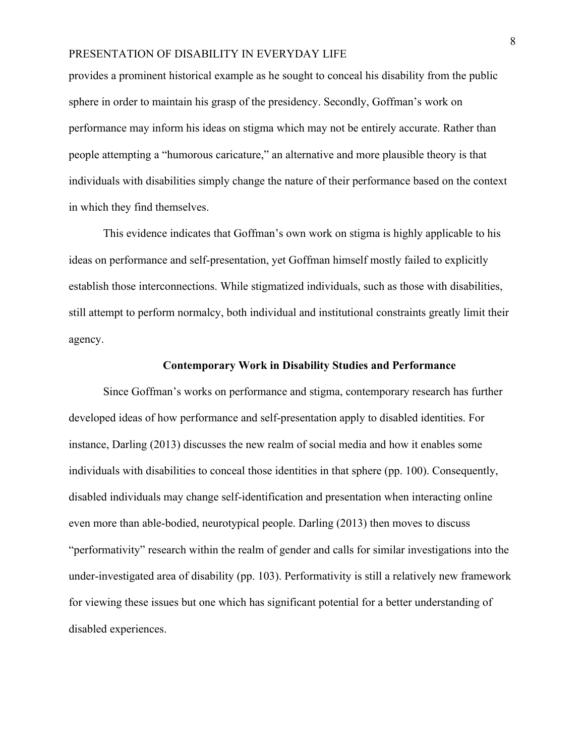provides a prominent historical example as he sought to conceal his disability from the public sphere in order to maintain his grasp of the presidency. Secondly, Goffman's work on performance may inform his ideas on stigma which may not be entirely accurate. Rather than people attempting a "humorous caricature," an alternative and more plausible theory is that individuals with disabilities simply change the nature of their performance based on the context in which they find themselves.

This evidence indicates that Goffman's own work on stigma is highly applicable to his ideas on performance and self-presentation, yet Goffman himself mostly failed to explicitly establish those interconnections. While stigmatized individuals, such as those with disabilities, still attempt to perform normalcy, both individual and institutional constraints greatly limit their agency.

## Contemporary Work in Disability Studies and Performance

Since Goffman's works on performance and stigma, contemporary research has further developed ideas of how performance and self-presentation apply to disabled identities. For instance, Darling (2013) discusses the new realm of social media and how it enables some individuals with disabilities to conceal those identities in that sphere (pp. 100). Consequently, disabled individuals may change self-identification and presentation when interacting online even more than able-bodied, neurotypical people. Darling (2013) then moves to discuss "performativity" research within the realm of gender and calls for similar investigations into the under-investigated area of disability (pp. 103). Performativity is still a relatively new framework for viewing these issues but one which has significant potential for a better understanding of disabled experiences.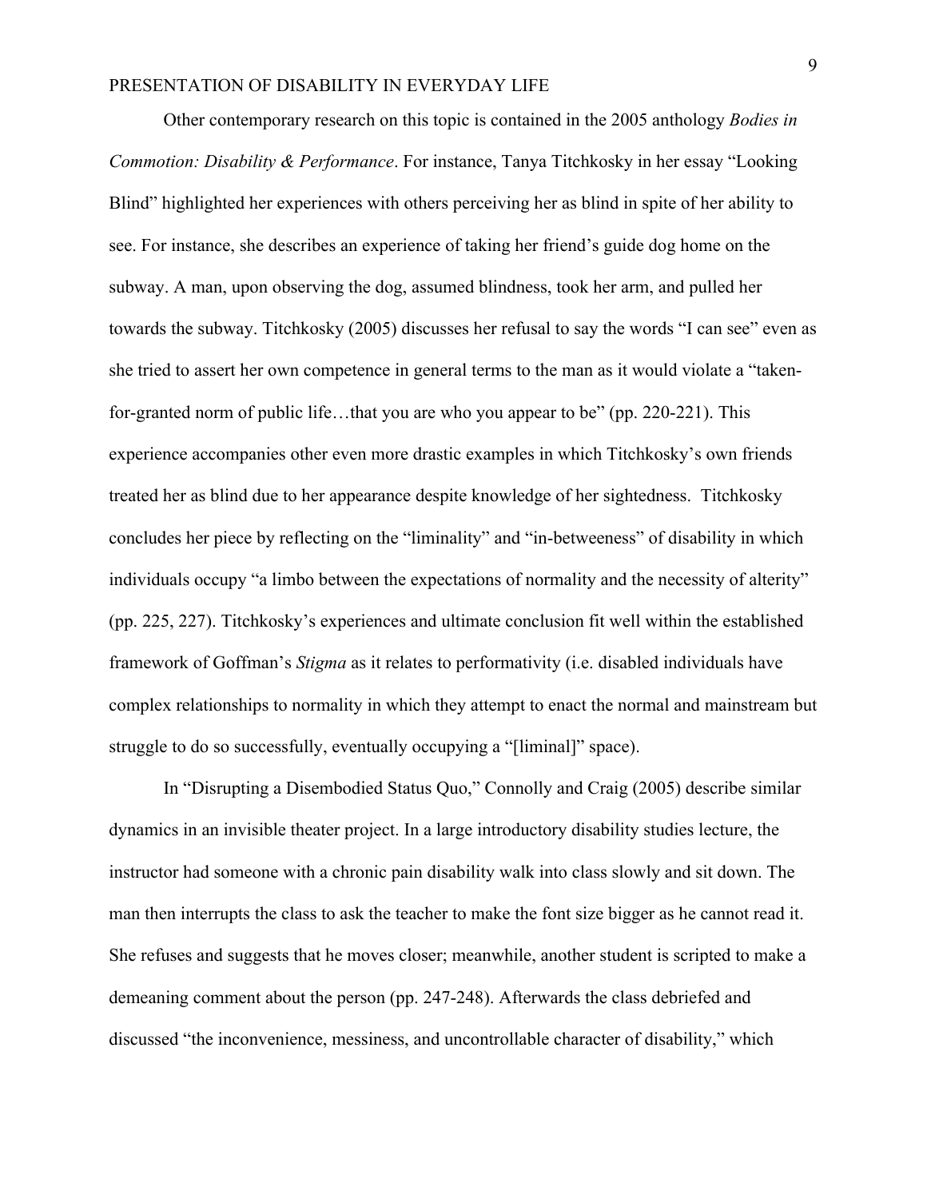Other contemporary research on this topic is contained in the 2005 anthology *Bodies in Commotion: Disability & Performance*. For instance, Tanya Titchkosky in her essay "Looking Blind" highlighted her experiences with others perceiving her as blind in spite of her ability to see. For instance, she describes an experience of taking her friend's guide dog home on the subway. A man, upon observing the dog, assumed blindness, took her arm, and pulled her towards the subway. Titchkosky (2005) discusses her refusal to say the words "I can see" even as she tried to assert her own competence in general terms to the man as it would violate a "taken-for-granted norm of public life…that you are who you appear to be" (pp. 220-221). This experience accompanies other even more drastic examples in which Titchkosky's own friends treated her as blind due to her appearance despite knowledge of her sightedness. Titchkosky concludes her piece by reflecting on the "liminality" and "in-betweeness" of disability in which individuals occupy "a limbo between the expectations of normality and the necessity of alterity" (pp. 225, 227). Titchkosky's experiences and ultimate conclusion fit well within the established framework of Goffman's *Stigma* as it relates to performativity (i.e. disabled individuals have complex relationships to normality in which they attempt to enact the normal and mainstream but struggle to do so successfully, eventually occupying a "[liminal]" space).

In "Disrupting a Disembodied Status Quo," Connolly and Craig (2005) describe similar dynamics in an invisible theater project. In a large introductory disability studies lecture, the instructor had someone with a chronic pain disability walk into class slowly and sit down. The man then interrupts the class to ask the teacher to make the font size bigger as he cannot read it. She refuses and suggests that he moves closer; meanwhile, another student is scripted to make a demeaning comment about the person (pp. 247-248). Afterwards the class debriefed and discussed "the inconvenience, messiness, and uncontrollable character of disability," which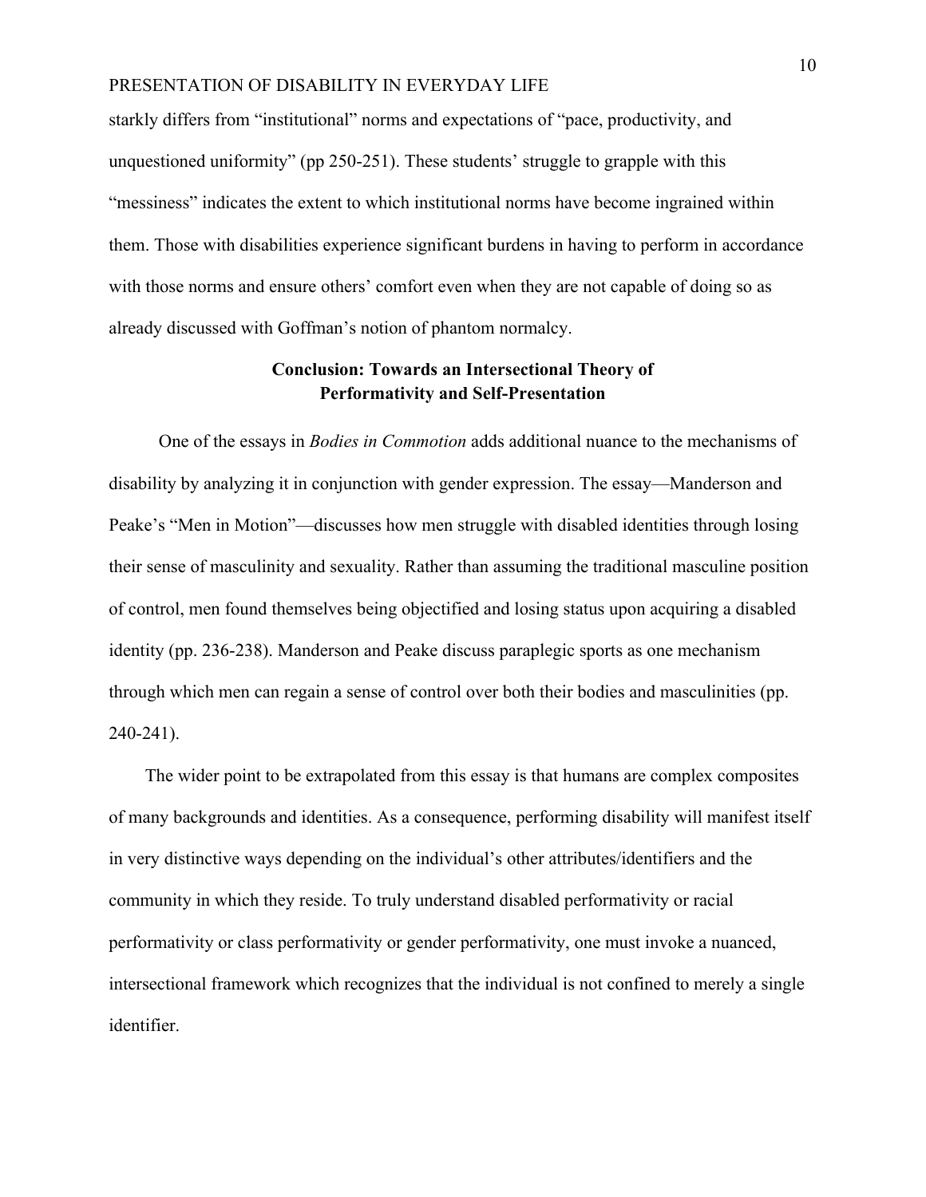starkly differs from "institutional" norms and expectations of "pace, productivity, and unquestioned uniformity" (pp 250-251). These students' struggle to grapple with this "messiness" indicates the extent to which institutional norms have become ingrained within them. Those with disabilities experience significant burdens in having to perform in accordance with those norms and ensure others' comfort even when they are not capable of doing so as already discussed with Goffman's notion of phantom normalcy.

## Conclusion: Towards an Intersectional Theory of Performativity and Self-Presentation

One of the essays in *Bodies in Commotion* adds additional nuance to the mechanisms of disability by analyzing it in conjunction with gender expression. The essay—Manderson and Peake's "Men in Motion"—discusses how men struggle with disabled identities through losing their sense of masculinity and sexuality. Rather than assuming the traditional masculine position of control, men found themselves being objectified and losing status upon acquiring a disabled identity (pp. 236-238). Manderson and Peake discuss paraplegic sports as one mechanism through which men can regain a sense of control over both their bodies and masculinities (pp. 240-241).

The wider point to be extrapolated from this essay is that humans are complex composites of many backgrounds and identities. As a consequence, performing disability will manifest itself in very distinctive ways depending on the individual's other attributes/identifiers and the community in which they reside. To truly understand disabled performativity or racial performativity or class performativity or gender performativity, one must invoke a nuanced, intersectional framework which recognizes that the individual is not confined to merely a single identifier.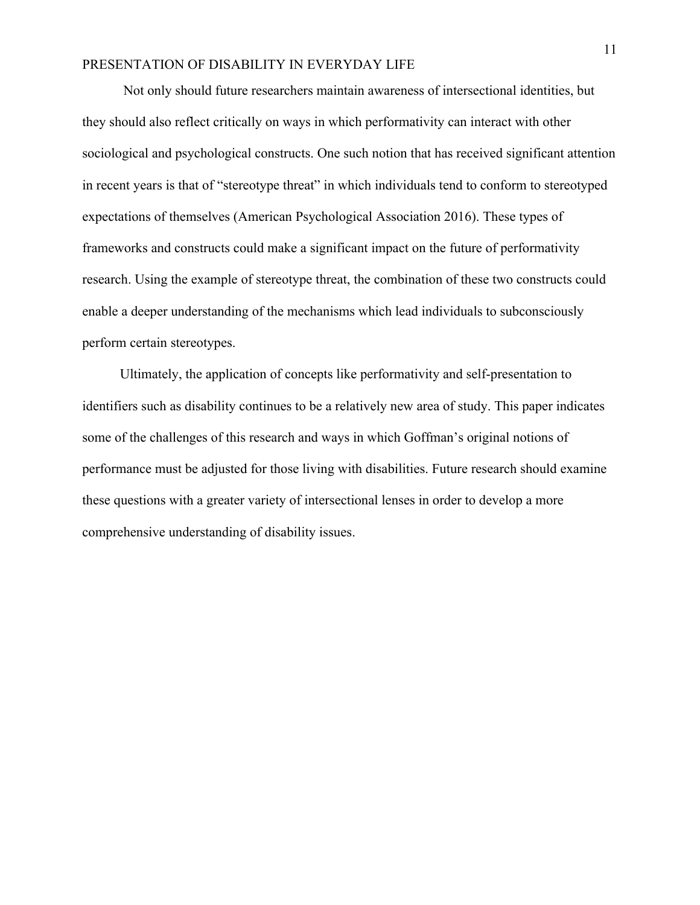Not only should future researchers maintain awareness of intersectional identities, but they should also reflect critically on ways in which performativity can interact with other sociological and psychological constructs. One such notion that has received significant attention in recent years is that of "stereotype threat" in which individuals tend to conform to stereotyped expectations of themselves (American Psychological Association 2016). These types of frameworks and constructs could make a significant impact on the future of performativity research. Using the example of stereotype threat, the combination of these two constructs could enable a deeper understanding of the mechanisms which lead individuals to subconsciously perform certain stereotypes.

Ultimately, the application of concepts like performativity and self-presentation to identifiers such as disability continues to be a relatively new area of study. This paper indicates some of the challenges of this research and ways in which Goffman's original notions of performance must be adjusted for those living with disabilities. Future research should examine these questions with a greater variety of intersectional lenses in order to develop a more comprehensive understanding of disability issues.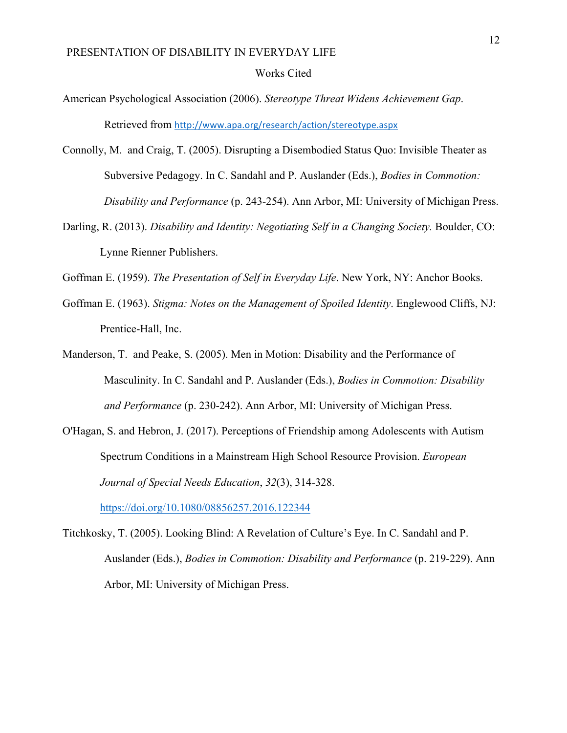# Works Cited

American Psychological Association (2006). *Stereotype Threat Widens Achievement Gap*. Retrieved from http://www.apa.org/research/action/stereotype.aspx

Connolly, M. and Craig, T. (2005). Disrupting a Disembodied Status Quo: Invisible Theater as Subversive Pedagogy. In C. Sandahl and P. Auslander (Eds.), *Bodies in Commotion: Disability and Performance* (p. 243-254). Ann Arbor, MI: University of Michigan Press.

Darling, R. (2013). *Disability and Identity: Negotiating Self in a Changing Society.* Boulder, CO: Lynne Rienner Publishers.

Goffman E. (1959). *The Presentation of Self in Everyday Life*. New York, NY: Anchor Books.

Goffman E. (1963). *Stigma: Notes on the Management of Spoiled Identity*. Englewood Cliffs, NJ: Prentice-Hall, Inc.

Manderson, T. and Peake, S. (2005). Men in Motion: Disability and the Performance of Masculinity. In C. Sandahl and P. Auslander (Eds.), *Bodies in Commotion: Disability and Performance* (p. 230-242). Ann Arbor, MI: University of Michigan Press.

O'Hagan, S. and Hebron, J. (2017). Perceptions of Friendship among Adolescents with Autism Spectrum Conditions in a Mainstream High School Resource Provision. *European Journal of Special Needs Education*, *32*(3), 314-328. https://doi.org/10.1080/08856257.2016.122344

Titchkosky, T. (2005). Looking Blind: A Revelation of Culture's Eye. In C. Sandahl and P. Auslander (Eds.), *Bodies in Commotion: Disability and Performance* (p. 219-229). Ann Arbor, MI: University of Michigan Press.